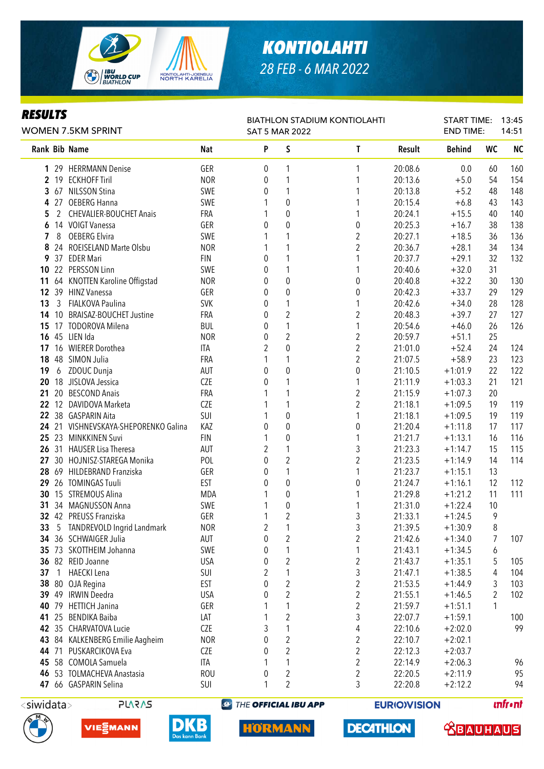# KONTIOLAHTI

28 FEB - 6 MAR 2022

## RESULTS

WOMEN 7.5KM SPRINT

BIATHLON STADIUM KONTIOLAHTI
SAT 5 MAR 2022

START TIME: 13:45
END TIME: 14:51

| Rank | Bib | Name | Nat | P | S | T | Result | Behind | WC | NC |
|---|---|---|---|---|---|---|---|---|---|---|
| 1 | 29 | HERRMANN Denise | GER | 0 | 1 | 1 | 20:08.6 | 0.0 | 60 | 160 |
| 2 | 19 | ECKHOFF Tiril | NOR | 0 | 1 | 1 | 20:13.6 | +5.0 | 54 | 154 |
| 3 | 67 | NILSSON Stina | SWE | 0 | 1 | 1 | 20:13.8 | +5.2 | 48 | 148 |
| 4 | 27 | OEBERG Hanna | SWE | 1 | 0 | 1 | 20:15.4 | +6.8 | 43 | 143 |
| 5 | 2 | CHEVALIER-BOUCHET Anais | FRA | 1 | 0 | 1 | 20:24.1 | +15.5 | 40 | 140 |
| 6 | 14 | VOIGT Vanessa | GER | 0 | 0 | 0 | 20:25.3 | +16.7 | 38 | 138 |
| 7 | 8 | OEBERG Elvira | SWE | 1 | 1 | 2 | 20:27.1 | +18.5 | 36 | 136 |
| 8 | 24 | ROEISELAND Marte Olsbu | NOR | 1 | 1 | 2 | 20:36.7 | +28.1 | 34 | 134 |
| 9 | 37 | EDER Mari | FIN | 0 | 1 | 1 | 20:37.7 | +29.1 | 32 | 132 |
| 10 | 22 | PERSSON Linn | SWE | 0 | 1 | 1 | 20:40.6 | +32.0 | 31 | |
| 11 | 64 | KNOTTEN Karoline Offigstad | NOR | 0 | 0 | 0 | 20:40.8 | +32.2 | 30 | 130 |
| 12 | 39 | HINZ Vanessa | GER | 0 | 0 | 0 | 20:42.3 | +33.7 | 29 | 129 |
| 13 | 3 | FIALKOVA Paulina | SVK | 0 | 1 | 1 | 20:42.6 | +34.0 | 28 | 128 |
| 14 | 10 | BRAISAZ-BOUCHET Justine | FRA | 0 | 2 | 2 | 20:48.3 | +39.7 | 27 | 127 |
| 15 | 17 | TODOROVA Milena | BUL | 0 | 1 | 1 | 20:54.6 | +46.0 | 26 | 126 |
| 16 | 45 | LIEN Ida | NOR | 0 | 2 | 2 | 20:59.7 | +51.1 | 25 | |
| 17 | 16 | WIERER Dorothea | ITA | 2 | 0 | 2 | 21:01.0 | +52.4 | 24 | 124 |
| 18 | 48 | SIMON Julia | FRA | 1 | 1 | 2 | 21:07.5 | +58.9 | 23 | 123 |
| 19 | 6 | ZDOUC Dunja | AUT | 0 | 0 | 0 | 21:10.5 | +1:01.9 | 22 | 122 |
| 20 | 18 | JISLOVA Jessica | CZE | 0 | 1 | 1 | 21:11.9 | +1:03.3 | 21 | 121 |
| 21 | 20 | BESCOND Anais | FRA | 1 | 1 | 2 | 21:15.9 | +1:07.3 | 20 | |
| 22 | 12 | DAVIDOVA Marketa | CZE | 1 | 1 | 2 | 21:18.1 | +1:09.5 | 19 | 119 |
| 22 | 38 | GASPARIN Aita | SUI | 1 | 0 | 1 | 21:18.1 | +1:09.5 | 19 | 119 |
| 24 | 21 | VISHNEVSKAYA-SHEPORENKO Galina | KAZ | 0 | 0 | 0 | 21:20.4 | +1:11.8 | 17 | 117 |
| 25 | 23 | MINKKINEN Suvi | FIN | 1 | 0 | 1 | 21:21.7 | +1:13.1 | 16 | 116 |
| 26 | 31 | HAUSER Lisa Theresa | AUT | 2 | 1 | 3 | 21:23.3 | +1:14.7 | 15 | 115 |
| 27 | 30 | HOJNISZ-STAREGA Monika | POL | 0 | 2 | 2 | 21:23.5 | +1:14.9 | 14 | 114 |
| 28 | 69 | HILDEBRAND Franziska | GER | 0 | 1 | 1 | 21:23.7 | +1:15.1 | 13 | |
| 29 | 26 | TOMINGAS Tuuli | EST | 0 | 0 | 0 | 21:24.7 | +1:16.1 | 12 | 112 |
| 30 | 15 | STREMOUS Alina | MDA | 1 | 0 | 1 | 21:29.8 | +1:21.2 | 11 | 111 |
| 31 | 34 | MAGNUSSON Anna | SWE | 1 | 0 | 1 | 21:31.0 | +1:22.4 | 10 | |
| 32 | 42 | PREUSS Franziska | GER | 1 | 2 | 3 | 21:33.1 | +1:24.5 | 9 | |
| 33 | 5 | TANDREVOLD Ingrid Landmark | NOR | 2 | 1 | 3 | 21:39.5 | +1:30.9 | 8 | |
| 34 | 36 | SCHWAIGER Julia | AUT | 0 | 2 | 2 | 21:42.6 | +1:34.0 | 7 | 107 |
| 35 | 73 | SKOTTHEIM Johanna | SWE | 0 | 1 | 1 | 21:43.1 | +1:34.5 | 6 | |
| 36 | 82 | REID Joanne | USA | 0 | 2 | 2 | 21:43.7 | +1:35.1 | 5 | 105 |
| 37 | 1 | HAECKI Lena | SUI | 2 | 1 | 3 | 21:47.1 | +1:38.5 | 4 | 104 |
| 38 | 80 | OJA Regina | EST | 0 | 2 | 2 | 21:53.5 | +1:44.9 | 3 | 103 |
| 39 | 49 | IRWIN Deedra | USA | 0 | 2 | 2 | 21:55.1 | +1:46.5 | 2 | 102 |
| 40 | 79 | HETTICH Janina | GER | 1 | 1 | 2 | 21:59.7 | +1:51.1 | 1 | |
| 41 | 25 | BENDIKA Baiba | LAT | 1 | 2 | 3 | 22:07.7 | +1:59.1 | | 100 |
| 42 | 35 | CHARVATOVA Lucie | CZE | 3 | 1 | 4 | 22:10.6 | +2:02.0 | | 99 |
| 43 | 84 | KALKENBERG Emilie Aagheim | NOR | 0 | 2 | 2 | 22:10.7 | +2:02.1 | | |
| 44 | 71 | PUSKARCIKOVA Eva | CZE | 0 | 2 | 2 | 22:12.3 | +2:03.7 | | |
| 45 | 58 | COMOLA Samuela | ITA | 1 | 1 | 2 | 22:14.9 | +2:06.3 | | 96 |
| 46 | 53 | TOLMACHEVA Anastasia | ROU | 0 | 2 | 2 | 22:20.5 | +2:11.9 | | 95 |
| 47 | 66 | GASPARIN Selina | SUI | 1 | 2 | 3 | 22:20.8 | +2:12.2 | | 94 |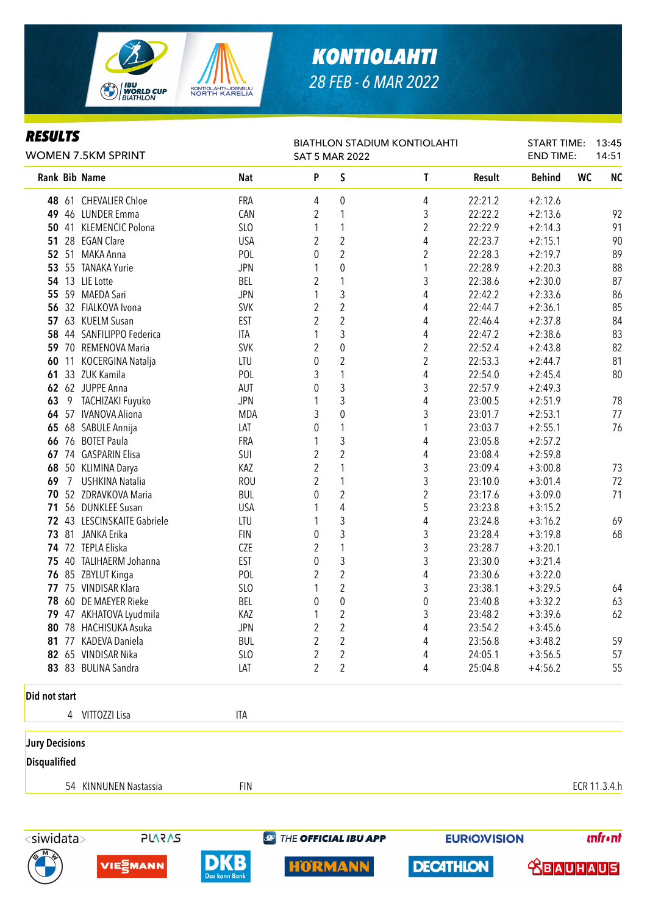# KONTIOLAHTI

28 FEB - 6 MAR 2022

## RESULTS

WOMEN 7.5KM SPRINT

BIATHLON STADIUM KONTIOLAHTI
SAT 5 MAR 2022

START TIME: 13:45
END TIME: 14:51

| Rank | Bib | Name | Nat | P | S | T | Result | Behind | WC | NC |
|---|---|---|---|---|---|---|---|---|---|---|
| **48** | 61 | CHEVALIER Chloe | FRA | 4 | 0 | 4 | 22:21.2 | +2:12.6 | | |
| **49** | 46 | LUNDER Emma | CAN | 2 | 1 | 3 | 22:22.2 | +2:13.6 | | 92 |
| **50** | 41 | KLEMENCIC Polona | SLO | 1 | 1 | 2 | 22:22.9 | +2:14.3 | | 91 |
| **51** | 28 | EGAN Clare | USA | 2 | 2 | 4 | 22:23.7 | +2:15.1 | | 90 |
| **52** | 51 | MAKA Anna | POL | 0 | 2 | 2 | 22:28.3 | +2:19.7 | | 89 |
| **53** | 55 | TANAKA Yurie | JPN | 1 | 0 | 1 | 22:28.9 | +2:20.3 | | 88 |
| **54** | 13 | LIE Lotte | BEL | 2 | 1 | 3 | 22:38.6 | +2:30.0 | | 87 |
| **55** | 59 | MAEDA Sari | JPN | 1 | 3 | 4 | 22:42.2 | +2:33.6 | | 86 |
| **56** | 32 | FIALKOVA Ivona | SVK | 2 | 2 | 4 | 22:44.7 | +2:36.1 | | 85 |
| **57** | 63 | KUELM Susan | EST | 2 | 2 | 4 | 22:46.4 | +2:37.8 | | 84 |
| **58** | 44 | SANFILIPPO Federica | ITA | 1 | 3 | 4 | 22:47.2 | +2:38.6 | | 83 |
| **59** | 70 | REMENOVA Maria | SVK | 2 | 0 | 2 | 22:52.4 | +2:43.8 | | 82 |
| **60** | 11 | KOCERGINA Natalja | LTU | 0 | 2 | 2 | 22:53.3 | +2:44.7 | | 81 |
| **61** | 33 | ZUK Kamila | POL | 3 | 1 | 4 | 22:54.0 | +2:45.4 | | 80 |
| **62** | 62 | JUPPE Anna | AUT | 0 | 3 | 3 | 22:57.9 | +2:49.3 | | |
| **63** | 9 | TACHIZAKI Fuyuko | JPN | 1 | 3 | 4 | 23:00.5 | +2:51.9 | | 78 |
| **64** | 57 | IVANOVA Aliona | MDA | 3 | 0 | 3 | 23:01.7 | +2:53.1 | | 77 |
| **65** | 68 | SABULE Annija | LAT | 0 | 1 | 1 | 23:03.7 | +2:55.1 | | 76 |
| **66** | 76 | BOTET Paula | FRA | 1 | 3 | 4 | 23:05.8 | +2:57.2 | | |
| **67** | 74 | GASPARIN Elisa | SUI | 2 | 2 | 4 | 23:08.4 | +2:59.8 | | |
| **68** | 50 | KLIMINA Darya | KAZ | 2 | 1 | 3 | 23:09.4 | +3:00.8 | | 73 |
| **69** | 7 | USHKINA Natalia | ROU | 2 | 1 | 3 | 23:10.0 | +3:01.4 | | 72 |
| **70** | 52 | ZDRAVKOVA Maria | BUL | 0 | 2 | 2 | 23:17.6 | +3:09.0 | | 71 |
| **71** | 56 | DUNKLEE Susan | USA | 1 | 4 | 5 | 23:23.8 | +3:15.2 | | |
| **72** | 43 | LESCINSKAITE Gabriele | LTU | 1 | 3 | 4 | 23:24.8 | +3:16.2 | | 69 |
| **73** | 81 | JANKA Erika | FIN | 0 | 3 | 3 | 23:28.4 | +3:19.8 | | 68 |
| **74** | 72 | TEPLA Eliska | CZE | 2 | 1 | 3 | 23:28.7 | +3:20.1 | | |
| **75** | 40 | TALIHAERM Johanna | EST | 0 | 3 | 3 | 23:30.0 | +3:21.4 | | |
| **76** | 85 | ZBYLUT Kinga | POL | 2 | 2 | 4 | 23:30.6 | +3:22.0 | | |
| **77** | 75 | VINDISAR Klara | SLO | 1 | 2 | 3 | 23:38.1 | +3:29.5 | | 64 |
| **78** | 60 | DE MAEYER Rieke | BEL | 0 | 0 | 0 | 23:40.8 | +3:32.2 | | 63 |
| **79** | 47 | AKHATOVA Lyudmila | KAZ | 1 | 2 | 3 | 23:48.2 | +3:39.6 | | 62 |
| **80** | 78 | HACHISUKA Asuka | JPN | 2 | 2 | 4 | 23:54.2 | +3:45.6 | | |
| **81** | 77 | KADEVA Daniela | BUL | 2 | 2 | 4 | 23:56.8 | +3:48.2 | | 59 |
| **82** | 65 | VINDISAR Nika | SLO | 2 | 2 | 4 | 24:05.1 | +3:56.5 | | 57 |
| **83** | 83 | BULINA Sandra | LAT | 2 | 2 | 4 | 25:04.8 | +4:56.2 | | 55 |

**Did not start**

| Bib | Name | Nat |
|---|---|---|
| 4 | VITTOZZI Lisa | ITA |

**Jury Decisions**

**Disqualified**

| Bib | Name | Nat | Rule |
|---|---|---|---|
| 54 | KINNUNEN Nastassia | FIN | ECR 11.3.4.h |